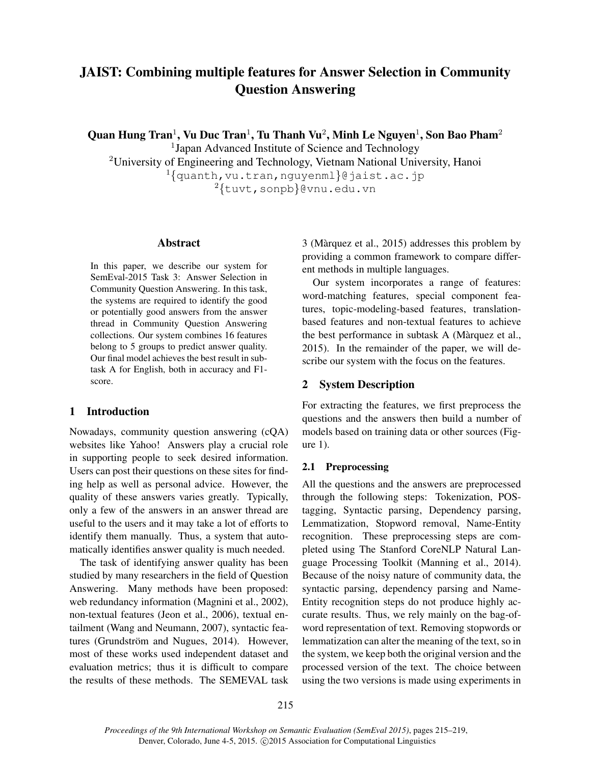# JAIST: Combining multiple features for Answer Selection in Community Question Answering

**Quan Hung Tran**[1], **Vu Duc Tran**[1], **Tu Thanh Vu**[2], **Minh Le Nguyen**[1], **Son Bao Pham**[2]

[1]Japan Advanced Institute of Science and Technology

[2]University of Engineering and Technology, Vietnam National University, Hanoi

[1]{quanth,vu.tran,nguyenml}@jaist.ac.jp

[2]{tuvt,sonpb}@vnu.edu.vn

## Abstract

In this paper, we describe our system for SemEval-2015 Task 3: Answer Selection in Community Question Answering. In this task, the systems are required to identify the good or potentially good answers from the answer thread in Community Question Answering collections. Our system combines 16 features belong to 5 groups to predict answer quality. Our final model achieves the best result in subtask A for English, both in accuracy and F1-score.

## 1 Introduction

Nowadays, community question answering (cQA) websites like Yahoo! Answers play a crucial role in supporting people to seek desired information. Users can post their questions on these sites for finding help as well as personal advice. However, the quality of these answers varies greatly. Typically, only a few of the answers in an answer thread are useful to the users and it may take a lot of efforts to identify them manually. Thus, a system that automatically identifies answer quality is much needed.

The task of identifying answer quality has been studied by many researchers in the field of Question Answering. Many methods have been proposed: web redundancy information (Magnini et al., 2002), non-textual features (Jeon et al., 2006), textual entailment (Wang and Neumann, 2007), syntactic features (Grundström and Nugues, 2014). However, most of these works used independent dataset and evaluation metrics; thus it is difficult to compare the results of these methods. The SEMEVAL task 3 (Màrquez et al., 2015) addresses this problem by providing a common framework to compare different methods in multiple languages.

Our system incorporates a range of features: word-matching features, special component features, topic-modeling-based features, translation-based features and non-textual features to achieve the best performance in subtask A (Màrquez et al., 2015). In the remainder of the paper, we will describe our system with the focus on the features.

## 2 System Description

For extracting the features, we first preprocess the questions and the answers then build a number of models based on training data or other sources (Figure 1).

### 2.1 Preprocessing

All the questions and the answers are preprocessed through the following steps: Tokenization, POS-tagging, Syntactic parsing, Dependency parsing, Lemmatization, Stopword removal, Name-Entity recognition. These preprocessing steps are completed using The Stanford CoreNLP Natural Language Processing Toolkit (Manning et al., 2014). Because of the noisy nature of community data, the syntactic parsing, dependency parsing and Name-Entity recognition steps do not produce highly accurate results. Thus, we rely mainly on the bag-of-word representation of text. Removing stopwords or lemmatization can alter the meaning of the text, so in the system, we keep both the original version and the processed version of the text. The choice between using the two versions is made using experiments in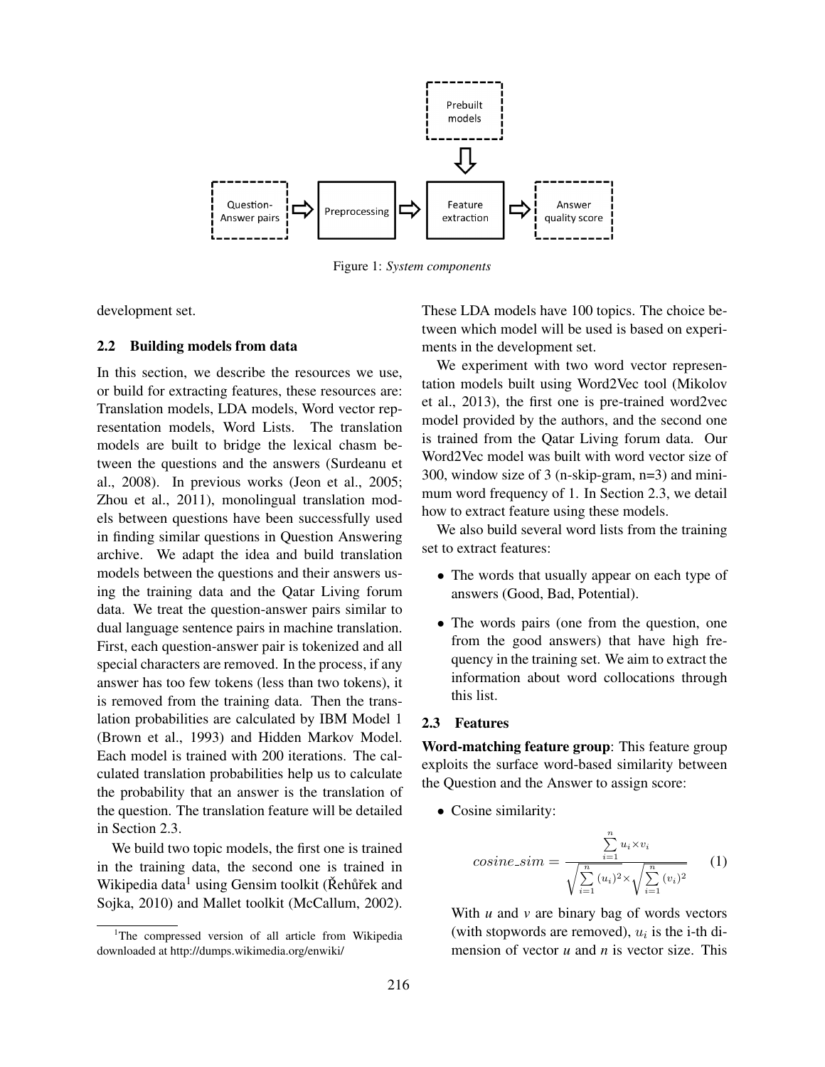Figure 1: *System components*

development set.

### 2.2 Building models from data

In this section, we describe the resources we use, or build for extracting features, these resources are: Translation models, LDA models, Word vector representation models, Word Lists. The translation models are built to bridge the lexical chasm between the questions and the answers (Surdeanu et al., 2008). In previous works (Jeon et al., 2005; Zhou et al., 2011), monolingual translation models between questions have been successfully used in finding similar questions in Question Answering archive. We adapt the idea and build translation models between the questions and their answers using the training data and the Qatar Living forum data. We treat the question-answer pairs similar to dual language sentence pairs in machine translation. First, each question-answer pair is tokenized and all special characters are removed. In the process, if any answer has too few tokens (less than two tokens), it is removed from the training data. Then the translation probabilities are calculated by IBM Model 1 (Brown et al., 1993) and Hidden Markov Model. Each model is trained with 200 iterations. The calculated translation probabilities help us to calculate the probability that an answer is the translation of the question. The translation feature will be detailed in Section 2.3.

We build two topic models, the first one is trained in the training data, the second one is trained in Wikipedia data[1] using Gensim toolkit (Řehůřek and Sojka, 2010) and Mallet toolkit (McCallum, 2002). These LDA models have 100 topics. The choice between which model will be used is based on experiments in the development set.

We experiment with two word vector representation models built using Word2Vec tool (Mikolov et al., 2013), the first one is pre-trained word2vec model provided by the authors, and the second one is trained from the Qatar Living forum data. Our Word2Vec model was built with word vector size of 300, window size of 3 (n-skip-gram, n=3) and minimum word frequency of 1. In Section 2.3, we detail how to extract feature using these models.

We also build several word lists from the training set to extract features:

- The words that usually appear on each type of answers (Good, Bad, Potential).
- The words pairs (one from the question, one from the good answers) that have high frequency in the training set. We aim to extract the information about word collocations through this list.

### 2.3 Features

**Word-matching feature group**: This feature group exploits the surface word-based similarity between the Question and the Answer to assign score:

- Cosine similarity:

$$cosine\_sim = \frac{\sum_{i=1}^{n} u_i \times v_i}{\sqrt{\sum_{i=1}^{n} (u_i)^2} \times \sqrt{\sum_{i=1}^{n} (v_i)^2}} \quad (1)$$

  With *u* and *v* are binary bag of words vectors (with stopwords are removed), $u_i$ is the i-th dimension of vector *u* and *n* is vector size. This

[1] The compressed version of all article from Wikipedia downloaded at http://dumps.wikimedia.org/enwiki/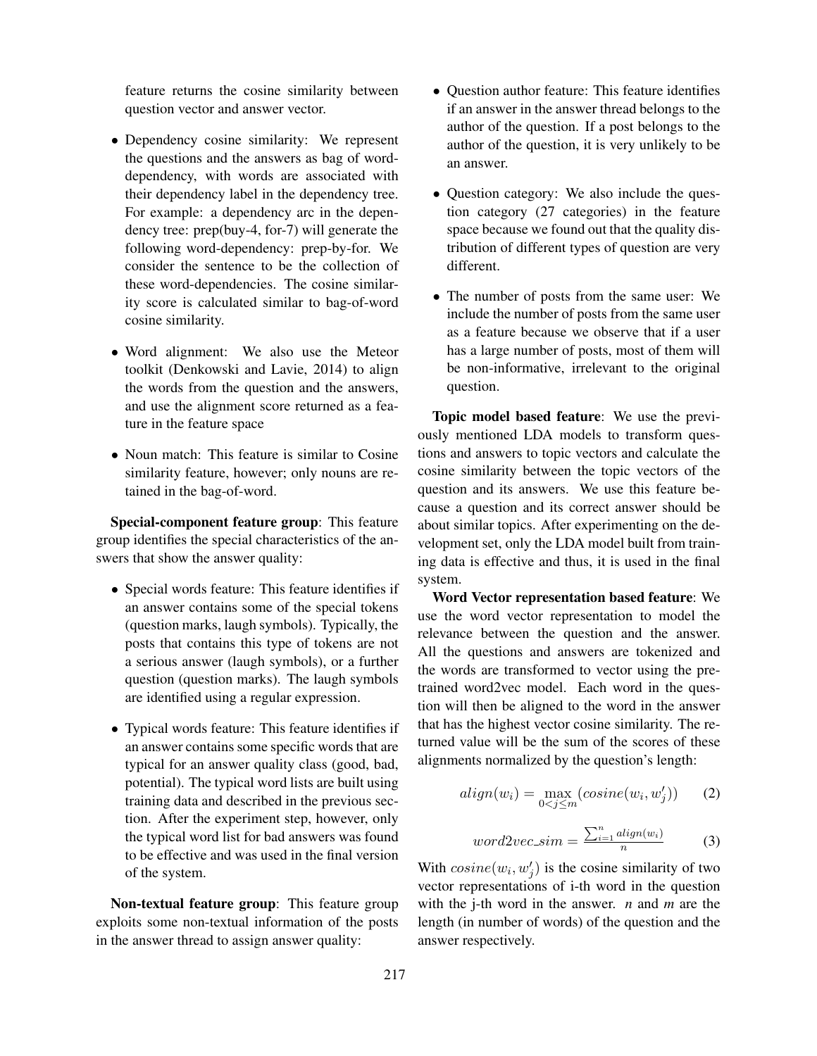feature returns the cosine similarity between question vector and answer vector.

- Dependency cosine similarity: We represent the questions and the answers as bag of word-dependency, with words are associated with their dependency label in the dependency tree. For example: a dependency arc in the dependency tree: prep(buy-4, for-7) will generate the following word-dependency: prep-by-for. We consider the sentence to be the collection of these word-dependencies. The cosine similarity score is calculated similar to bag-of-word cosine similarity.

- Word alignment: We also use the Meteor toolkit (Denkowski and Lavie, 2014) to align the words from the question and the answers, and use the alignment score returned as a feature in the feature space

- Noun match: This feature is similar to Cosine similarity feature, however; only nouns are retained in the bag-of-word.

**Special-component feature group**: This feature group identifies the special characteristics of the answers that show the answer quality:

- Special words feature: This feature identifies if an answer contains some of the special tokens (question marks, laugh symbols). Typically, the posts that contains this type of tokens are not a serious answer (laugh symbols), or a further question (question marks). The laugh symbols are identified using a regular expression.

- Typical words feature: This feature identifies if an answer contains some specific words that are typical for an answer quality class (good, bad, potential). The typical word lists are built using training data and described in the previous section. After the experiment step, however, only the typical word list for bad answers was found to be effective and was used in the final version of the system.

**Non-textual feature group**: This feature group exploits some non-textual information of the posts in the answer thread to assign answer quality:

- Question author feature: This feature identifies if an answer in the answer thread belongs to the author of the question. If a post belongs to the author of the question, it is very unlikely to be an answer.

- Question category: We also include the question category (27 categories) in the feature space because we found out that the quality distribution of different types of question are very different.

- The number of posts from the same user: We include the number of posts from the same user as a feature because we observe that if a user has a large number of posts, most of them will be non-informative, irrelevant to the original question.

**Topic model based feature**: We use the previously mentioned LDA models to transform questions and answers to topic vectors and calculate the cosine similarity between the topic vectors of the question and its answers. We use this feature because a question and its correct answer should be about similar topics. After experimenting on the development set, only the LDA model built from training data is effective and thus, it is used in the final system.

**Word Vector representation based feature**: We use the word vector representation to model the relevance between the question and the answer. All the questions and answers are tokenized and the words are transformed to vector using the pre-trained word2vec model. Each word in the question will then be aligned to the word in the answer that has the highest vector cosine similarity. The returned value will be the sum of the scores of these alignments normalized by the question's length:

$$align(w_i) = \max_{0<j\leq m}(cosine(w_i, w'_j)) \qquad (2)$$

$$word2vec\_sim = \frac{\sum_{i=1}^{n} align(w_i)}{n} \qquad (3)$$

With $cosine(w_i, w'_j)$ is the cosine similarity of two vector representations of i-th word in the question with the j-th word in the answer. $n$ and $m$ are the length (in number of words) of the question and the answer respectively.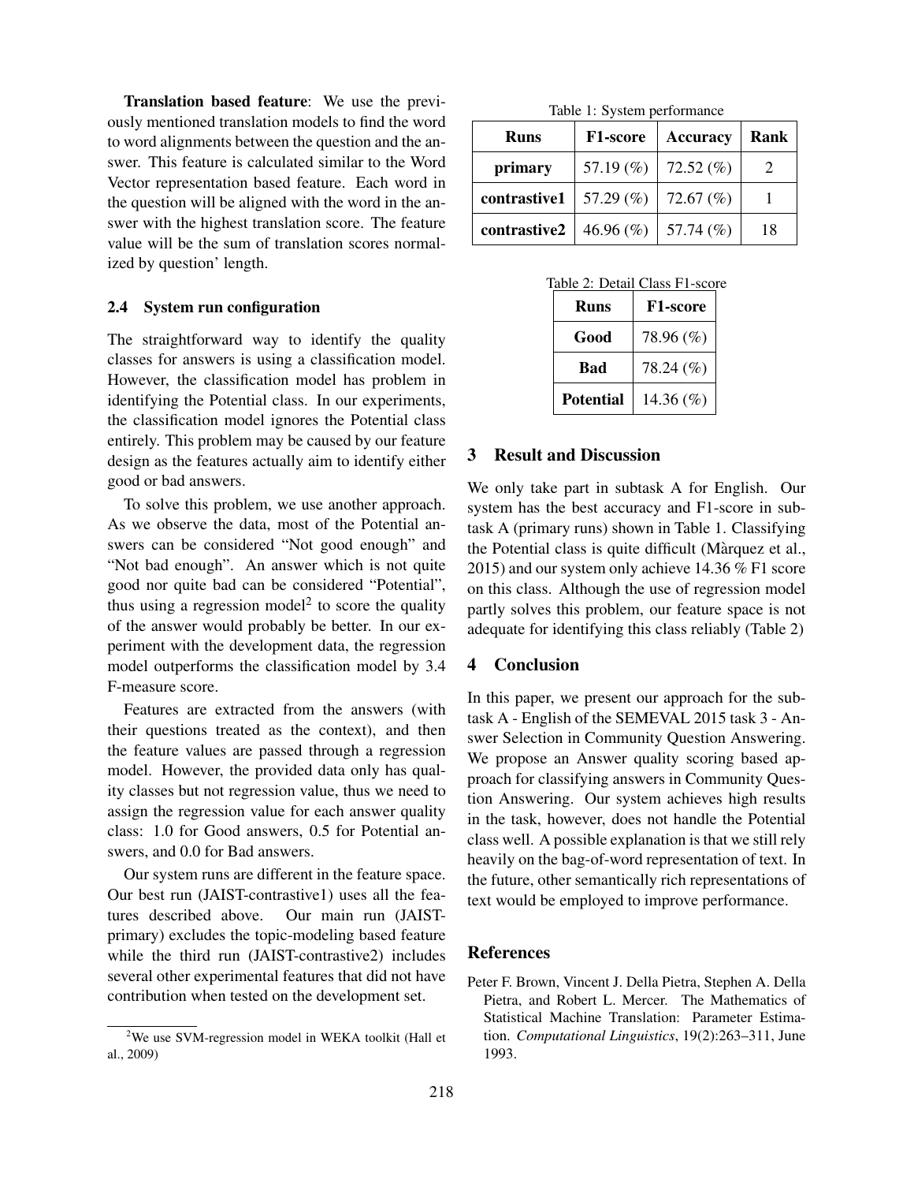**Translation based feature**: We use the previously mentioned translation models to find the word to word alignments between the question and the answer. This feature is calculated similar to the Word Vector representation based feature. Each word in the question will be aligned with the word in the answer with the highest translation score. The feature value will be the sum of translation scores normalized by question' length.

### 2.4 System run configuration

The straightforward way to identify the quality classes for answers is using a classification model. However, the classification model has problem in identifying the Potential class. In our experiments, the classification model ignores the Potential class entirely. This problem may be caused by our feature design as the features actually aim to identify either good or bad answers.

To solve this problem, we use another approach. As we observe the data, most of the Potential answers can be considered "Not good enough" and "Not bad enough". An answer which is not quite good nor quite bad can be considered "Potential", thus using a regression model[2] to score the quality of the answer would probably be better. In our experiment with the development data, the regression model outperforms the classification model by 3.4 F-measure score.

Features are extracted from the answers (with their questions treated as the context), and then the feature values are passed through a regression model. However, the provided data only has quality classes but not regression value, thus we need to assign the regression value for each answer quality class: 1.0 for Good answers, 0.5 for Potential answers, and 0.0 for Bad answers.

Our system runs are different in the feature space. Our best run (JAIST-contrastive1) uses all the features described above. Our main run (JAIST-primary) excludes the topic-modeling based feature while the third run (JAIST-contrastive2) includes several other experimental features that did not have contribution when tested on the development set.

[2] We use SVM-regression model in WEKA toolkit (Hall et al., 2009)

Table 1: System performance

| Runs | F1-score | Accuracy | Rank |
|---|---|---|---|
| **primary** | 57.19 (%) | 72.52 (%) | 2 |
| **contrastive1** | 57.29 (%) | 72.67 (%) | 1 |
| **contrastive2** | 46.96 (%) | 57.74 (%) | 18 |

Table 2: Detail Class F1-score

| Runs | F1-score |
|---|---|
| **Good** | 78.96 (%) |
| **Bad** | 78.24 (%) |
| **Potential** | 14.36 (%) |

## 3 Result and Discussion

We only take part in subtask A for English. Our system has the best accuracy and F1-score in subtask A (primary runs) shown in Table 1. Classifying the Potential class is quite difficult (Màrquez et al., 2015) and our system only achieve 14.36 % F1 score on this class. Although the use of regression model partly solves this problem, our feature space is not adequate for identifying this class reliably (Table 2)

## 4 Conclusion

In this paper, we present our approach for the subtask A - English of the SEMEVAL 2015 task 3 - Answer Selection in Community Question Answering. We propose an Answer quality scoring based approach for classifying answers in Community Question Answering. Our system achieves high results in the task, however, does not handle the Potential class well. A possible explanation is that we still rely heavily on the bag-of-word representation of text. In the future, other semantically rich representations of text would be employed to improve performance.

## References

Peter F. Brown, Vincent J. Della Pietra, Stephen A. Della Pietra, and Robert L. Mercer. The Mathematics of Statistical Machine Translation: Parameter Estimation. *Computational Linguistics*, 19(2):263–311, June 1993.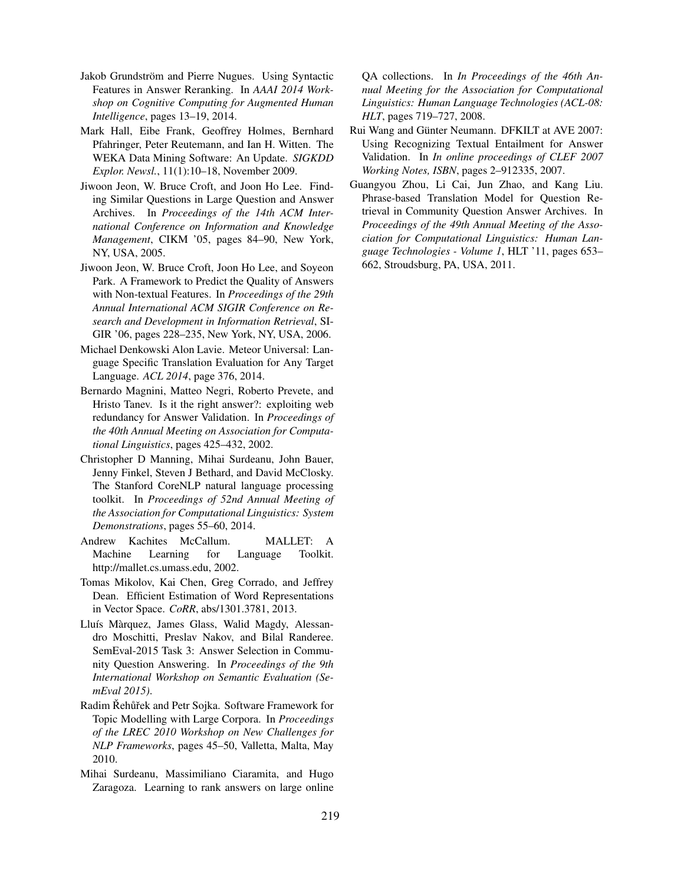Jakob Grundström and Pierre Nugues. Using Syntactic Features in Answer Reranking. In *AAAI 2014 Workshop on Cognitive Computing for Augmented Human Intelligence*, pages 13–19, 2014.

Mark Hall, Eibe Frank, Geoffrey Holmes, Bernhard Pfahringer, Peter Reutemann, and Ian H. Witten. The WEKA Data Mining Software: An Update. *SIGKDD Explor. Newsl.*, 11(1):10–18, November 2009.

Jiwoon Jeon, W. Bruce Croft, and Joon Ho Lee. Finding Similar Questions in Large Question and Answer Archives. In *Proceedings of the 14th ACM International Conference on Information and Knowledge Management*, CIKM '05, pages 84–90, New York, NY, USA, 2005.

Jiwoon Jeon, W. Bruce Croft, Joon Ho Lee, and Soyeon Park. A Framework to Predict the Quality of Answers with Non-textual Features. In *Proceedings of the 29th Annual International ACM SIGIR Conference on Research and Development in Information Retrieval*, SIGIR '06, pages 228–235, New York, NY, USA, 2006.

Michael Denkowski Alon Lavie. Meteor Universal: Language Specific Translation Evaluation for Any Target Language. *ACL 2014*, page 376, 2014.

Bernardo Magnini, Matteo Negri, Roberto Prevete, and Hristo Tanev. Is it the right answer?: exploiting web redundancy for Answer Validation. In *Proceedings of the 40th Annual Meeting on Association for Computational Linguistics*, pages 425–432, 2002.

Christopher D Manning, Mihai Surdeanu, John Bauer, Jenny Finkel, Steven J Bethard, and David McClosky. The Stanford CoreNLP natural language processing toolkit. In *Proceedings of 52nd Annual Meeting of the Association for Computational Linguistics: System Demonstrations*, pages 55–60, 2014.

Andrew Kachites McCallum. MALLET: A Machine Learning for Language Toolkit. http://mallet.cs.umass.edu, 2002.

Tomas Mikolov, Kai Chen, Greg Corrado, and Jeffrey Dean. Efficient Estimation of Word Representations in Vector Space. *CoRR*, abs/1301.3781, 2013.

Lluís Màrquez, James Glass, Walid Magdy, Alessandro Moschitti, Preslav Nakov, and Bilal Randeree. SemEval-2015 Task 3: Answer Selection in Community Question Answering. In *Proceedings of the 9th International Workshop on Semantic Evaluation (SemEval 2015)*.

Radim Řehůřek and Petr Sojka. Software Framework for Topic Modelling with Large Corpora. In *Proceedings of the LREC 2010 Workshop on New Challenges for NLP Frameworks*, pages 45–50, Valletta, Malta, May 2010.

Mihai Surdeanu, Massimiliano Ciaramita, and Hugo Zaragoza. Learning to rank answers on large online QA collections. In *In Proceedings of the 46th Annual Meeting for the Association for Computational Linguistics: Human Language Technologies (ACL-08: HLT*, pages 719–727, 2008.

Rui Wang and Günter Neumann. DFKILT at AVE 2007: Using Recognizing Textual Entailment for Answer Validation. In *In online proceedings of CLEF 2007 Working Notes, ISBN*, pages 2–912335, 2007.

Guangyou Zhou, Li Cai, Jun Zhao, and Kang Liu. Phrase-based Translation Model for Question Retrieval in Community Question Answer Archives. In *Proceedings of the 49th Annual Meeting of the Association for Computational Linguistics: Human Language Technologies - Volume 1*, HLT '11, pages 653–662, Stroudsburg, PA, USA, 2011.